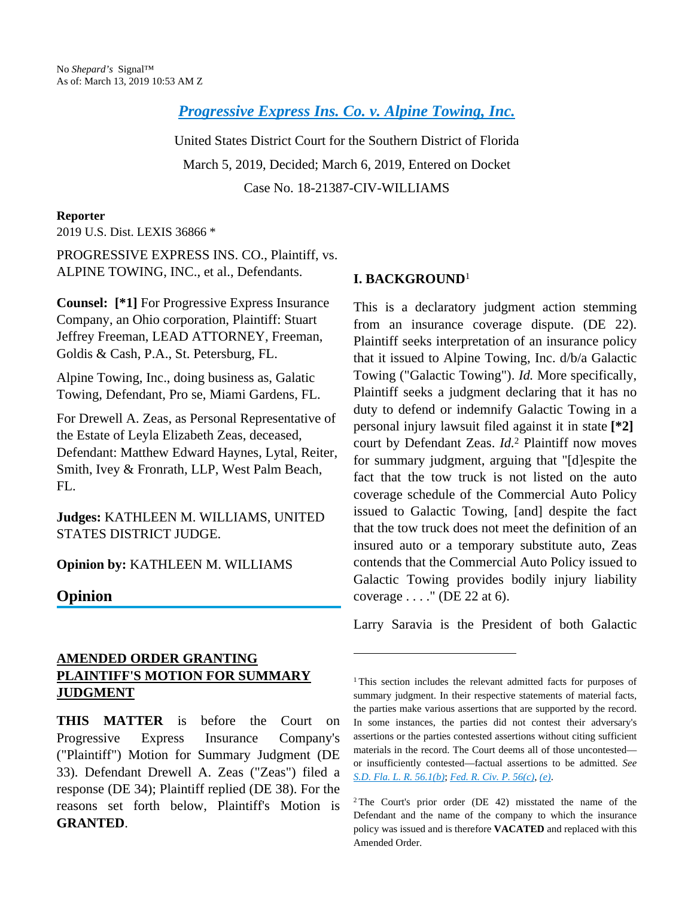No *Shepard's* Signal™
As of: March 13, 2019 10:53 AM Z

# Progressive Express Ins. Co. v. Alpine Towing, Inc.

United States District Court for the Southern District of Florida

March 5, 2019, Decided; March 6, 2019, Entered on Docket

Case No. 18-21387-CIV-WILLIAMS

**Reporter**

2019 U.S. Dist. LEXIS 36866 *

PROGRESSIVE EXPRESS INS. CO., Plaintiff, vs. ALPINE TOWING, INC., et al., Defendants.

**Counsel:** **[*1]** For Progressive Express Insurance Company, an Ohio corporation, Plaintiff: Stuart Jeffrey Freeman, LEAD ATTORNEY, Freeman, Goldis & Cash, P.A., St. Petersburg, FL.

Alpine Towing, Inc., doing business as, Galatic Towing, Defendant, Pro se, Miami Gardens, FL.

For Drewell A. Zeas, as Personal Representative of the Estate of Leyla Elizabeth Zeas, deceased, Defendant: Matthew Edward Haynes, Lytal, Reiter, Smith, Ivey & Fronrath, LLP, West Palm Beach, FL.

**Judges:** KATHLEEN M. WILLIAMS, UNITED STATES DISTRICT JUDGE.

**Opinion by:** KATHLEEN M. WILLIAMS

## Opinion

**AMENDED ORDER GRANTING PLAINTIFF'S MOTION FOR SUMMARY JUDGMENT**

**THIS MATTER** is before the Court on Progressive Express Insurance Company's ("Plaintiff") Motion for Summary Judgment (DE 33). Defendant Drewell A. Zeas ("Zeas") filed a response (DE 34); Plaintiff replied (DE 38). For the reasons set forth below, Plaintiff's Motion is **GRANTED**.

### I. BACKGROUND[1]

This is a declaratory judgment action stemming from an insurance coverage dispute. (DE 22). Plaintiff seeks interpretation of an insurance policy that it issued to Alpine Towing, Inc. d/b/a Galactic Towing ("Galactic Towing"). *Id.* More specifically, Plaintiff seeks a judgment declaring that it has no duty to defend or indemnify Galactic Towing in a personal injury lawsuit filed against it in state **[*2]** court by Defendant Zeas. *Id.*[2] Plaintiff now moves for summary judgment, arguing that "[d]espite the fact that the tow truck is not listed on the auto coverage schedule of the Commercial Auto Policy issued to Galactic Towing, [and] despite the fact that the tow truck does not meet the definition of an insured auto or a temporary substitute auto, Zeas contends that the Commercial Auto Policy issued to Galactic Towing provides bodily injury liability coverage . . . ." (DE 22 at 6).

Larry Saravia is the President of both Galactic

---

[1] This section includes the relevant admitted facts for purposes of summary judgment. In their respective statements of material facts, the parties make various assertions that are supported by the record. In some instances, the parties did not contest their adversary's assertions or the parties contested assertions without citing sufficient materials in the record. The Court deems all of those uncontested—or insufficiently contested—factual assertions to be admitted. *See* S.D. Fla. L. R. 56.1(b); Fed. R. Civ. P. 56(c), (e).

[2] The Court's prior order (DE 42) misstated the name of the Defendant and the name of the company to which the insurance policy was issued and is therefore **VACATED** and replaced with this Amended Order.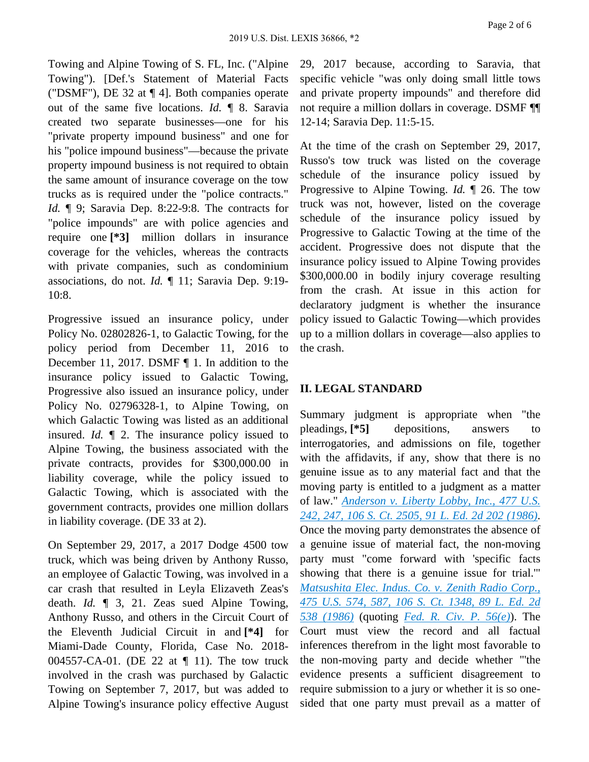Towing and Alpine Towing of S. FL, Inc. ("Alpine Towing"). [Def.'s Statement of Material Facts ("DSMF"), DE 32 at ¶ 4]. Both companies operate out of the same five locations. *Id.* ¶ 8. Saravia created two separate businesses—one for his "private property impound business" and one for his "police impound business"—because the private property impound business is not required to obtain the same amount of insurance coverage on the tow trucks as is required under the "police contracts." *Id.* ¶ 9; Saravia Dep. 8:22-9:8. The contracts for "police impounds" are with police agencies and require one **[*3]** million dollars in insurance coverage for the vehicles, whereas the contracts with private companies, such as condominium associations, do not. *Id.* ¶ 11; Saravia Dep. 9:19-10:8.

Progressive issued an insurance policy, under Policy No. 02802826-1, to Galactic Towing, for the policy period from December 11, 2016 to December 11, 2017. DSMF ¶ 1. In addition to the insurance policy issued to Galactic Towing, Progressive also issued an insurance policy, under Policy No. 02796328-1, to Alpine Towing, on which Galactic Towing was listed as an additional insured. *Id.* ¶ 2. The insurance policy issued to Alpine Towing, the business associated with the private contracts, provides for $300,000.00 in liability coverage, while the policy issued to Galactic Towing, which is associated with the government contracts, provides one million dollars in liability coverage. (DE 33 at 2).

On September 29, 2017, a 2017 Dodge 4500 tow truck, which was being driven by Anthony Russo, an employee of Galactic Towing, was involved in a car crash that resulted in Leyla Elizaveth Zeas's death. *Id.* ¶ 3, 21. Zeas sued Alpine Towing, Anthony Russo, and others in the Circuit Court of the Eleventh Judicial Circuit in and **[*4]** for Miami-Dade County, Florida, Case No. 2018-004557-CA-01. (DE 22 at ¶ 11). The tow truck involved in the crash was purchased by Galactic Towing on September 7, 2017, but was added to Alpine Towing's insurance policy effective August 29, 2017 because, according to Saravia, that specific vehicle "was only doing small little tows and private property impounds" and therefore did not require a million dollars in coverage. DSMF ¶¶ 12-14; Saravia Dep. 11:5-15.

At the time of the crash on September 29, 2017, Russo's tow truck was listed on the coverage schedule of the insurance policy issued by Progressive to Alpine Towing. *Id.* ¶ 26. The tow truck was not, however, listed on the coverage schedule of the insurance policy issued by Progressive to Galactic Towing at the time of the accident. Progressive does not dispute that the insurance policy issued to Alpine Towing provides $300,000.00 in bodily injury coverage resulting from the crash. At issue in this action for declaratory judgment is whether the insurance policy issued to Galactic Towing—which provides up to a million dollars in coverage—also applies to the crash.

## II. LEGAL STANDARD

Summary judgment is appropriate when "the pleadings, **[*5]** depositions, answers to interrogatories, and admissions on file, together with the affidavits, if any, show that there is no genuine issue as to any material fact and that the moving party is entitled to a judgment as a matter of law." *Anderson v. Liberty Lobby, Inc., 477 U.S. 242, 247, 106 S. Ct. 2505, 91 L. Ed. 2d 202 (1986)*. Once the moving party demonstrates the absence of a genuine issue of material fact, the non-moving party must "come forward with 'specific facts showing that there is a genuine issue for trial.'" *Matsushita Elec. Indus. Co. v. Zenith Radio Corp., 475 U.S. 574, 587, 106 S. Ct. 1348, 89 L. Ed. 2d 538 (1986)* (quoting *Fed. R. Civ. P. 56(e)*). The Court must view the record and all factual inferences therefrom in the light most favorable to the non-moving party and decide whether "'the evidence presents a sufficient disagreement to require submission to a jury or whether it is so one-sided that one party must prevail as a matter of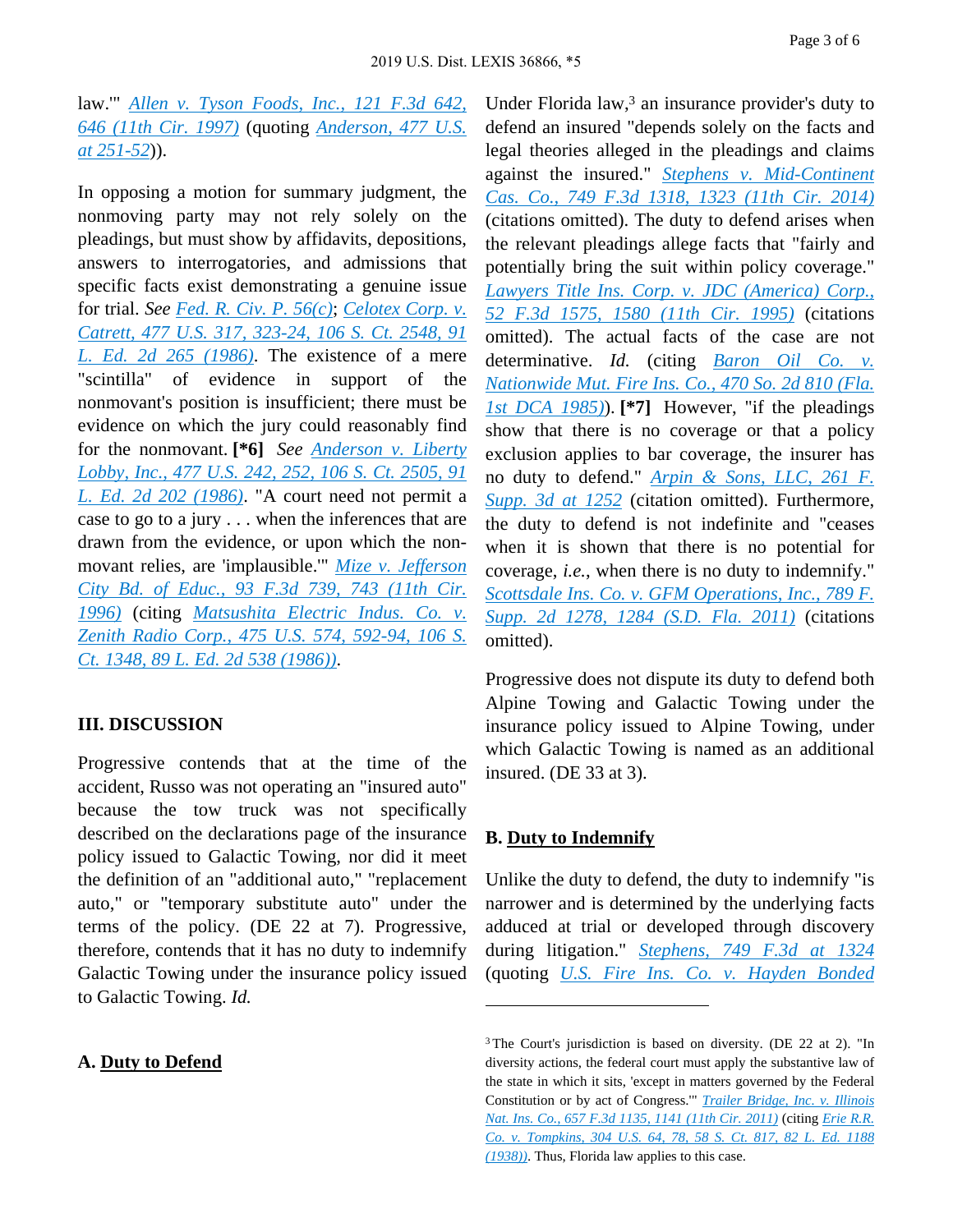law.'" *Allen v. Tyson Foods, Inc., 121 F.3d 642, 646 (11th Cir. 1997)* (quoting *Anderson, 477 U.S. at 251-52*)).

In opposing a motion for summary judgment, the nonmoving party may not rely solely on the pleadings, but must show by affidavits, depositions, answers to interrogatories, and admissions that specific facts exist demonstrating a genuine issue for trial. *See Fed. R. Civ. P. 56(c)*; *Celotex Corp. v. Catrett, 477 U.S. 317, 323-24, 106 S. Ct. 2548, 91 L. Ed. 2d 265 (1986)*. The existence of a mere "scintilla" of evidence in support of the nonmovant's position is insufficient; there must be evidence on which the jury could reasonably find for the nonmovant. **[\*6]** *See Anderson v. Liberty Lobby, Inc., 477 U.S. 242, 252, 106 S. Ct. 2505, 91 L. Ed. 2d 202 (1986)*. "A court need not permit a case to go to a jury . . . when the inferences that are drawn from the evidence, or upon which the non-movant relies, are 'implausible.'" *Mize v. Jefferson City Bd. of Educ., 93 F.3d 739, 743 (11th Cir. 1996)* (citing *Matsushita Electric Indus. Co. v. Zenith Radio Corp., 475 U.S. 574, 592-94, 106 S. Ct. 1348, 89 L. Ed. 2d 538 (1986)*).

## III. DISCUSSION

Progressive contends that at the time of the accident, Russo was not operating an "insured auto" because the tow truck was not specifically described on the declarations page of the insurance policy issued to Galactic Towing, nor did it meet the definition of an "additional auto," "replacement auto," or "temporary substitute auto" under the terms of the policy. (DE 22 at 7). Progressive, therefore, contends that it has no duty to indemnify Galactic Towing under the insurance policy issued to Galactic Towing. *Id.*

### A. Duty to Defend

Under Florida law,[3] an insurance provider's duty to defend an insured "depends solely on the facts and legal theories alleged in the pleadings and claims against the insured." *Stephens v. Mid-Continent Cas. Co., 749 F.3d 1318, 1323 (11th Cir. 2014)* (citations omitted). The duty to defend arises when the relevant pleadings allege facts that "fairly and potentially bring the suit within policy coverage." *Lawyers Title Ins. Corp. v. JDC (America) Corp., 52 F.3d 1575, 1580 (11th Cir. 1995)* (citations omitted). The actual facts of the case are not determinative. *Id.* (citing *Baron Oil Co. v. Nationwide Mut. Fire Ins. Co., 470 So. 2d 810 (Fla. 1st DCA 1985)*). **[\*7]** However, "if the pleadings show that there is no coverage or that a policy exclusion applies to bar coverage, the insurer has no duty to defend." *Arpin & Sons, LLC, 261 F. Supp. 3d at 1252* (citation omitted). Furthermore, the duty to defend is not indefinite and "ceases when it is shown that there is no potential for coverage, *i.e.*, when there is no duty to indemnify." *Scottsdale Ins. Co. v. GFM Operations, Inc., 789 F. Supp. 2d 1278, 1284 (S.D. Fla. 2011)* (citations omitted).

Progressive does not dispute its duty to defend both Alpine Towing and Galactic Towing under the insurance policy issued to Alpine Towing, under which Galactic Towing is named as an additional insured. (DE 33 at 3).

### B. Duty to Indemnify

Unlike the duty to defend, the duty to indemnify "is narrower and is determined by the underlying facts adduced at trial or developed through discovery during litigation." *Stephens, 749 F.3d at 1324* (quoting *U.S. Fire Ins. Co. v. Hayden Bonded*

---

[3] The Court's jurisdiction is based on diversity. (DE 22 at 2). "In diversity actions, the federal court must apply the substantive law of the state in which it sits, 'except in matters governed by the Federal Constitution or by act of Congress.'" *Trailer Bridge, Inc. v. Illinois Nat. Ins. Co., 657 F.3d 1135, 1141 (11th Cir. 2011)* (citing *Erie R.R. Co. v. Tompkins, 304 U.S. 64, 78, 58 S. Ct. 817, 82 L. Ed. 1188 (1938)*). Thus, Florida law applies to this case.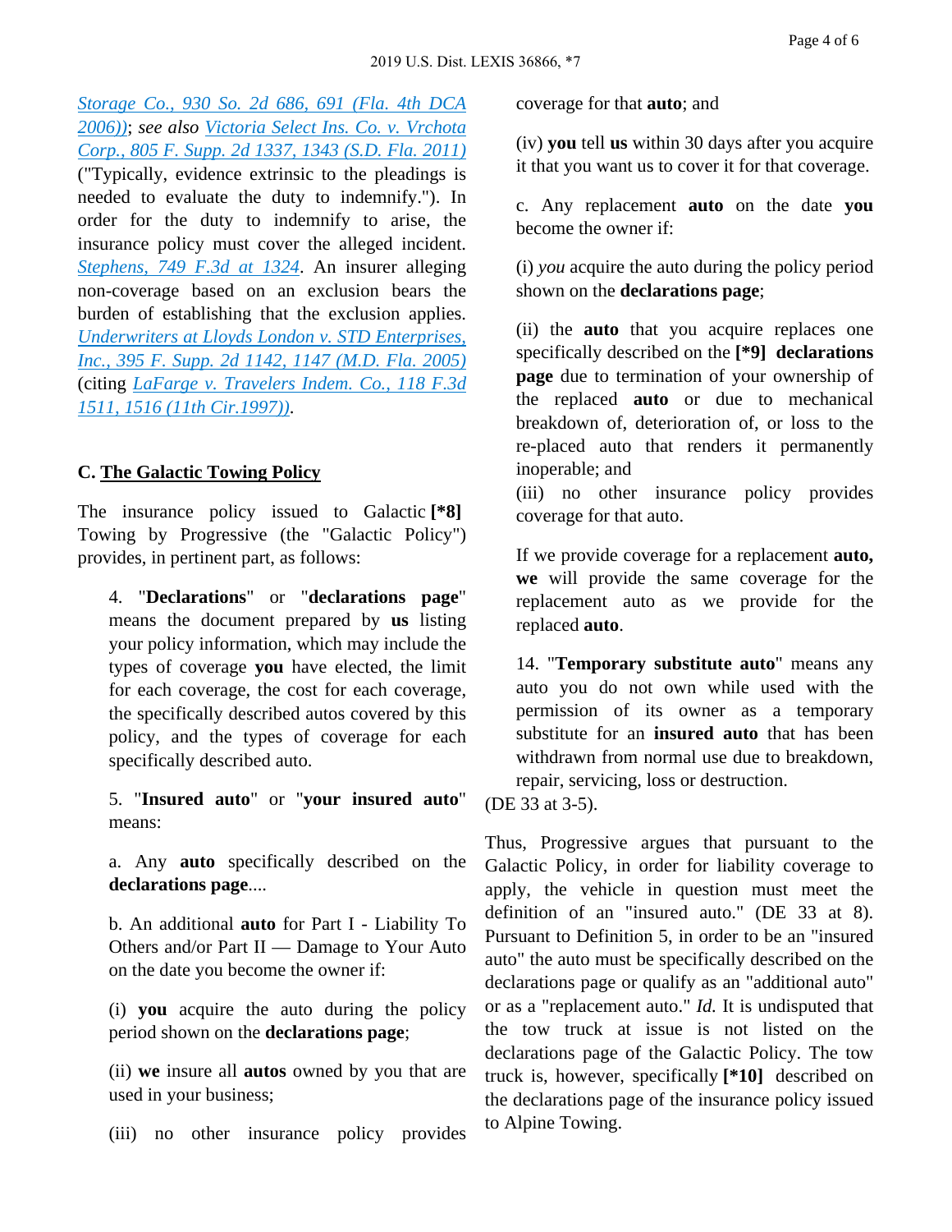[Storage Co., 930 So. 2d 686, 691 (Fla. 4th DCA 2006))](); *see also* [Victoria Select Ins. Co. v. Vrchota Corp., 805 F. Supp. 2d 1337, 1343 (S.D. Fla. 2011)]() ("Typically, evidence extrinsic to the pleadings is needed to evaluate the duty to indemnify."). In order for the duty to indemnify to arise, the insurance policy must cover the alleged incident. [*Stephens*, 749 F.3d at 1324](). An insurer alleging non-coverage based on an exclusion bears the burden of establishing that the exclusion applies. [*Underwriters at Lloyds London v. STD Enterprises, Inc.*, 395 F. Supp. 2d 1142, 1147 (M.D. Fla. 2005)]() (citing [*LaFarge v. Travelers Indem. Co.*, 118 F.3d 1511, 1516 (11th Cir.1997))]().

### C. The Galactic Towing Policy

The insurance policy issued to Galactic **[*8]** Towing by Progressive (the "Galactic Policy") provides, in pertinent part, as follows:

> 4. "**Declarations**" or "**declarations page**" means the document prepared by **us** listing your policy information, which may include the types of coverage **you** have elected, the limit for each coverage, the cost for each coverage, the specifically described autos covered by this policy, and the types of coverage for each specifically described auto.
>
> 5. "**Insured auto**" or "**your insured auto**" means:
>
> a. Any **auto** specifically described on the **declarations page**....
>
> b. An additional **auto** for Part I - Liability To Others and/or Part II — Damage to Your Auto on the date you become the owner if:
>
> (i) **you** acquire the auto during the policy period shown on the **declarations page**;
>
> (ii) **we** insure all **autos** owned by you that are used in your business;
>
> (iii) no other insurance policy provides coverage for that **auto**; and
>
> (iv) **you** tell **us** within 30 days after you acquire it that you want us to cover it for that coverage.
>
> c. Any replacement **auto** on the date **you** become the owner if:
>
> (i) *you* acquire the auto during the policy period shown on the **declarations page**;
>
> (ii) the **auto** that you acquire replaces one specifically described on the **[*9] declarations page** due to termination of your ownership of the replaced **auto** or due to mechanical breakdown of, deterioration of, or loss to the re-placed auto that renders it permanently inoperable; and
>
> (iii) no other insurance policy provides coverage for that auto.
>
> If we provide coverage for a replacement **auto, we** will provide the same coverage for the replacement auto as we provide for the replaced **auto**.
>
> 14. "**Temporary substitute auto**" means any auto you do not own while used with the permission of its owner as a temporary substitute for an **insured auto** that has been withdrawn from normal use due to breakdown, repair, servicing, loss or destruction.

(DE 33 at 3-5).

Thus, Progressive argues that pursuant to the Galactic Policy, in order for liability coverage to apply, the vehicle in question must meet the definition of an "insured auto." (DE 33 at 8). Pursuant to Definition 5, in order to be an "insured auto" the auto must be specifically described on the declarations page or qualify as an "additional auto" or as a "replacement auto." *Id.* It is undisputed that the tow truck at issue is not listed on the declarations page of the Galactic Policy. The tow truck is, however, specifically **[*10]** described on the declarations page of the insurance policy issued to Alpine Towing.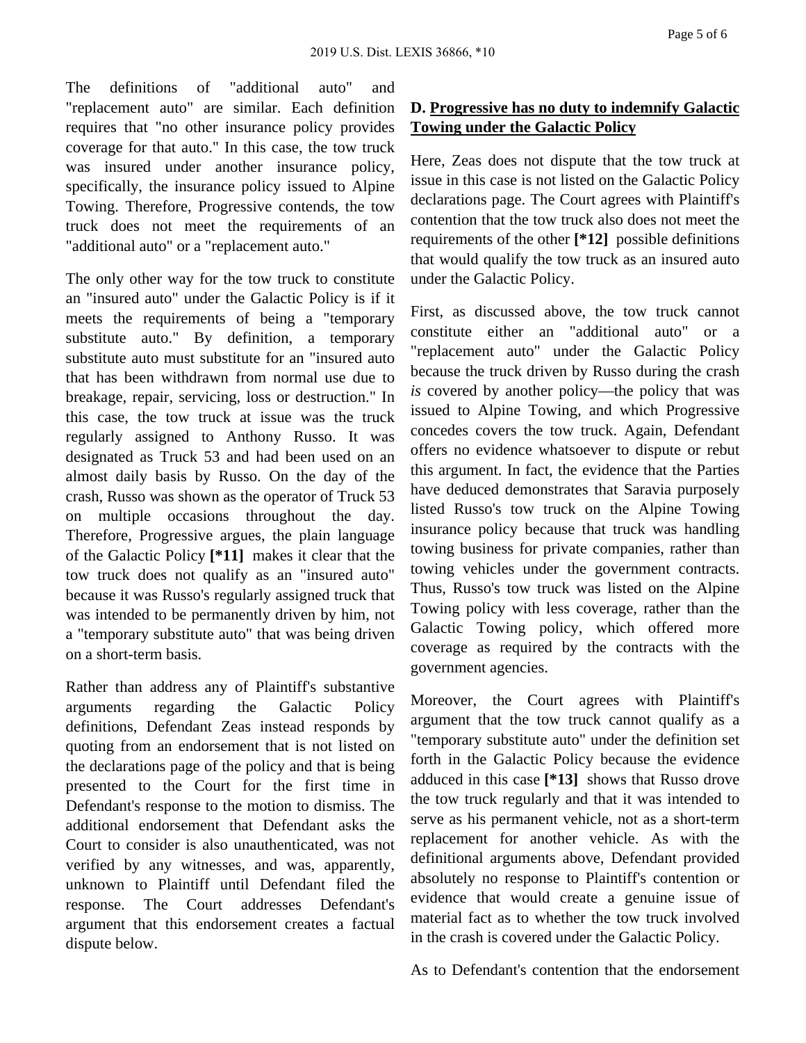The definitions of "additional auto" and "replacement auto" are similar. Each definition requires that "no other insurance policy provides coverage for that auto." In this case, the tow truck was insured under another insurance policy, specifically, the insurance policy issued to Alpine Towing. Therefore, Progressive contends, the tow truck does not meet the requirements of an "additional auto" or a "replacement auto."

The only other way for the tow truck to constitute an "insured auto" under the Galactic Policy is if it meets the requirements of being a "temporary substitute auto." By definition, a temporary substitute auto must substitute for an "insured auto that has been withdrawn from normal use due to breakage, repair, servicing, loss or destruction." In this case, the tow truck at issue was the truck regularly assigned to Anthony Russo. It was designated as Truck 53 and had been used on an almost daily basis by Russo. On the day of the crash, Russo was shown as the operator of Truck 53 on multiple occasions throughout the day. Therefore, Progressive argues, the plain language of the Galactic Policy **[*11]** makes it clear that the tow truck does not qualify as an "insured auto" because it was Russo's regularly assigned truck that was intended to be permanently driven by him, not a "temporary substitute auto" that was being driven on a short-term basis.

Rather than address any of Plaintiff's substantive arguments regarding the Galactic Policy definitions, Defendant Zeas instead responds by quoting from an endorsement that is not listed on the declarations page of the policy and that is being presented to the Court for the first time in Defendant's response to the motion to dismiss. The additional endorsement that Defendant asks the Court to consider is also unauthenticated, was not verified by any witnesses, and was, apparently, unknown to Plaintiff until Defendant filed the response. The Court addresses Defendant's argument that this endorsement creates a factual dispute below.

**D. <u>Progressive has no duty to indemnify Galactic Towing under the Galactic Policy</u>**

Here, Zeas does not dispute that the tow truck at issue in this case is not listed on the Galactic Policy declarations page. The Court agrees with Plaintiff's contention that the tow truck also does not meet the requirements of the other **[*12]** possible definitions that would qualify the tow truck as an insured auto under the Galactic Policy.

First, as discussed above, the tow truck cannot constitute either an "additional auto" or a "replacement auto" under the Galactic Policy because the truck driven by Russo during the crash *is* covered by another policy—the policy that was issued to Alpine Towing, and which Progressive concedes covers the tow truck. Again, Defendant offers no evidence whatsoever to dispute or rebut this argument. In fact, the evidence that the Parties have deduced demonstrates that Saravia purposely listed Russo's tow truck on the Alpine Towing insurance policy because that truck was handling towing business for private companies, rather than towing vehicles under the government contracts. Thus, Russo's tow truck was listed on the Alpine Towing policy with less coverage, rather than the Galactic Towing policy, which offered more coverage as required by the contracts with the government agencies.

Moreover, the Court agrees with Plaintiff's argument that the tow truck cannot qualify as a "temporary substitute auto" under the definition set forth in the Galactic Policy because the evidence adduced in this case **[*13]** shows that Russo drove the tow truck regularly and that it was intended to serve as his permanent vehicle, not as a short-term replacement for another vehicle. As with the definitional arguments above, Defendant provided absolutely no response to Plaintiff's contention or evidence that would create a genuine issue of material fact as to whether the tow truck involved in the crash is covered under the Galactic Policy.

As to Defendant's contention that the endorsement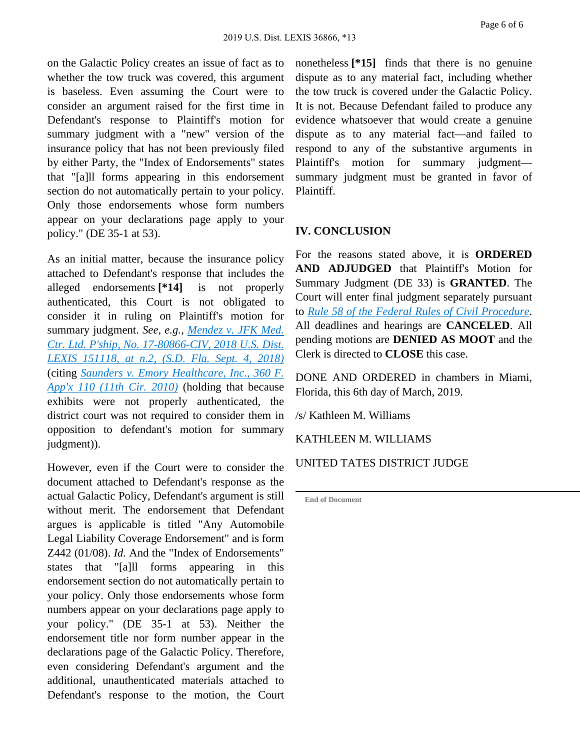on the Galactic Policy creates an issue of fact as to whether the tow truck was covered, this argument is baseless. Even assuming the Court were to consider an argument raised for the first time in Defendant's response to Plaintiff's motion for summary judgment with a "new" version of the insurance policy that has not been previously filed by either Party, the "Index of Endorsements" states that "[a]ll forms appearing in this endorsement section do not automatically pertain to your policy. Only those endorsements whose form numbers appear on your declarations page apply to your policy." (DE 35-1 at 53).

As an initial matter, because the insurance policy attached to Defendant's response that includes the alleged endorsements **[*14]** is not properly authenticated, this Court is not obligated to consider it in ruling on Plaintiff's motion for summary judgment. *See, e.g.*, *Mendez v. JFK Med. Ctr. Ltd. P'ship, No. 17-80866-CIV, 2018 U.S. Dist. LEXIS 151118, at n.2, (S.D. Fla. Sept. 4, 2018)* (citing *Saunders v. Emory Healthcare, Inc., 360 F. App'x 110 (11th Cir. 2010)* (holding that because exhibits were not properly authenticated, the district court was not required to consider them in opposition to defendant's motion for summary judgment)).

However, even if the Court were to consider the document attached to Defendant's response as the actual Galactic Policy, Defendant's argument is still without merit. The endorsement that Defendant argues is applicable is titled "Any Automobile Legal Liability Coverage Endorsement" and is form Z442 (01/08). *Id.* And the "Index of Endorsements" states that "[a]ll forms appearing in this endorsement section do not automatically pertain to your policy. Only those endorsements whose form numbers appear on your declarations page apply to your policy." (DE 35-1 at 53). Neither the endorsement title nor form number appear in the declarations page of the Galactic Policy. Therefore, even considering Defendant's argument and the additional, unauthenticated materials attached to Defendant's response to the motion, the Court nonetheless **[*15]** finds that there is no genuine dispute as to any material fact, including whether the tow truck is covered under the Galactic Policy. It is not. Because Defendant failed to produce any evidence whatsoever that would create a genuine dispute as to any material fact—and failed to respond to any of the substantive arguments in Plaintiff's motion for summary judgment—summary judgment must be granted in favor of Plaintiff.

## IV. CONCLUSION

For the reasons stated above, it is **ORDERED AND ADJUDGED** that Plaintiff's Motion for Summary Judgment (DE 33) is **GRANTED**. The Court will enter final judgment separately pursuant to *Rule 58 of the Federal Rules of Civil Procedure*. All deadlines and hearings are **CANCELED**. All pending motions are **DENIED AS MOOT** and the Clerk is directed to **CLOSE** this case.

DONE AND ORDERED in chambers in Miami, Florida, this 6th day of March, 2019.

/s/ Kathleen M. Williams

KATHLEEN M. WILLIAMS

UNITED TATES DISTRICT JUDGE

End of Document